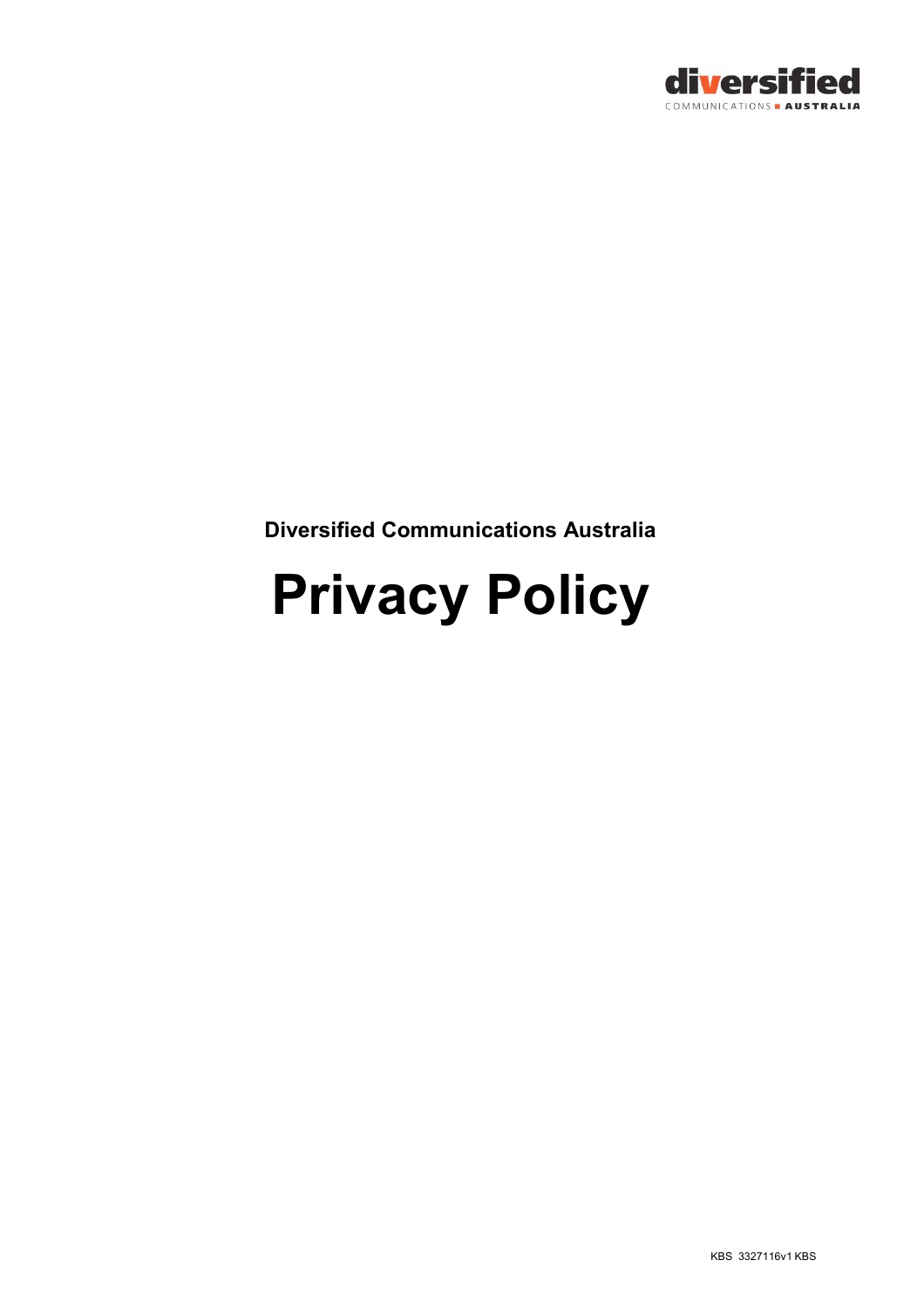**Diversified Communications Australia**

# Privacy Policy

KBS 3327116v1 KBS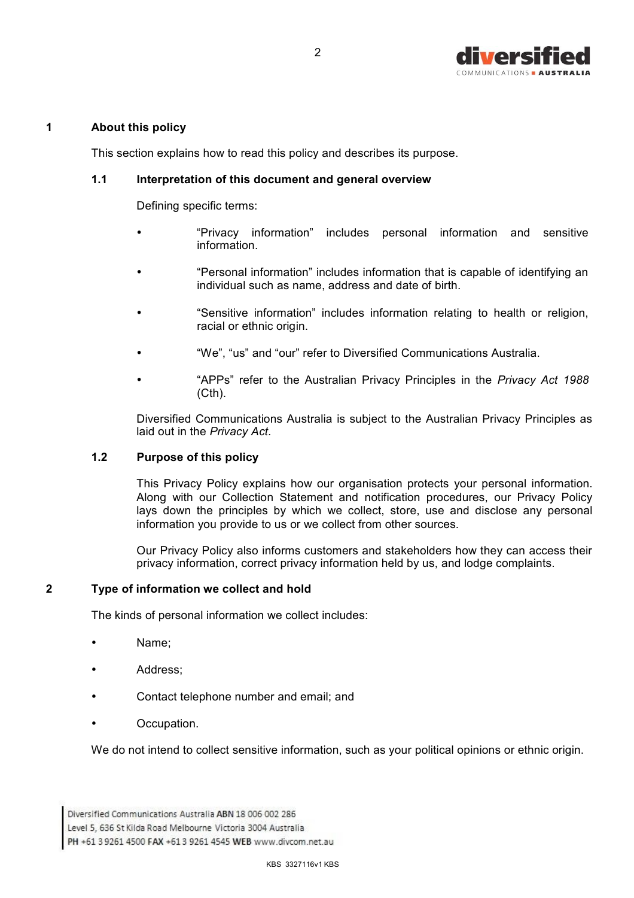## 1 About this policy

This section explains how to read this policy and describes its purpose.

### 1.1 Interpretation of this document and general overview

Defining specific terms:

- "Privacy information" includes personal information and sensitive information.
- "Personal information" includes information that is capable of identifying an individual such as name, address and date of birth.
- "Sensitive information" includes information relating to health or religion, racial or ethnic origin.
- "We", "us" and "our" refer to Diversified Communications Australia.
- "APPs" refer to the Australian Privacy Principles in the *Privacy Act 1988* (Cth).

Diversified Communications Australia is subject to the Australian Privacy Principles as laid out in the *Privacy Act*.

### 1.2 Purpose of this policy

This Privacy Policy explains how our organisation protects your personal information. Along with our Collection Statement and notification procedures, our Privacy Policy lays down the principles by which we collect, store, use and disclose any personal information you provide to us or we collect from other sources.

Our Privacy Policy also informs customers and stakeholders how they can access their privacy information, correct privacy information held by us, and lodge complaints.

## 2 Type of information we collect and hold

The kinds of personal information we collect includes:

- Name;
- Address;
- Contact telephone number and email; and
- Occupation.

We do not intend to collect sensitive information, such as your political opinions or ethnic origin.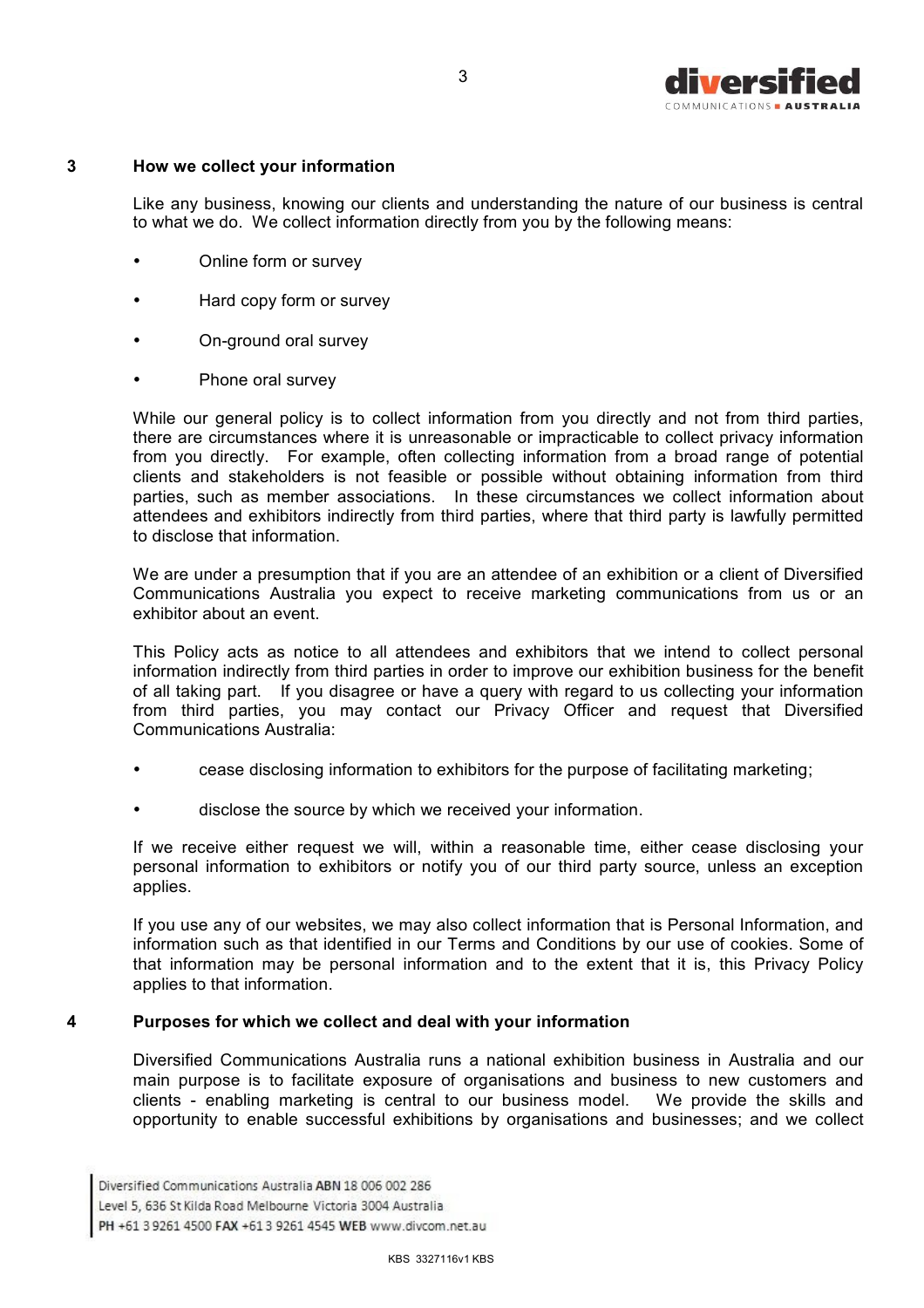## 3 How we collect your information

Like any business, knowing our clients and understanding the nature of our business is central to what we do. We collect information directly from you by the following means:

- Online form or survey
- Hard copy form or survey
- On-ground oral survey
- Phone oral survey

While our general policy is to collect information from you directly and not from third parties, there are circumstances where it is unreasonable or impracticable to collect privacy information from you directly. For example, often collecting information from a broad range of potential clients and stakeholders is not feasible or possible without obtaining information from third parties, such as member associations. In these circumstances we collect information about attendees and exhibitors indirectly from third parties, where that third party is lawfully permitted to disclose that information.

We are under a presumption that if you are an attendee of an exhibition or a client of Diversified Communications Australia you expect to receive marketing communications from us or an exhibitor about an event.

This Policy acts as notice to all attendees and exhibitors that we intend to collect personal information indirectly from third parties in order to improve our exhibition business for the benefit of all taking part. If you disagree or have a query with regard to us collecting your information from third parties, you may contact our Privacy Officer and request that Diversified Communications Australia:

- cease disclosing information to exhibitors for the purpose of facilitating marketing;
- disclose the source by which we received your information.

If we receive either request we will, within a reasonable time, either cease disclosing your personal information to exhibitors or notify you of our third party source, unless an exception applies.

If you use any of our websites, we may also collect information that is Personal Information, and information such as that identified in our Terms and Conditions by our use of cookies. Some of that information may be personal information and to the extent that it is, this Privacy Policy applies to that information.

## 4 Purposes for which we collect and deal with your information

Diversified Communications Australia runs a national exhibition business in Australia and our main purpose is to facilitate exposure of organisations and business to new customers and clients - enabling marketing is central to our business model. We provide the skills and opportunity to enable successful exhibitions by organisations and businesses; and we collect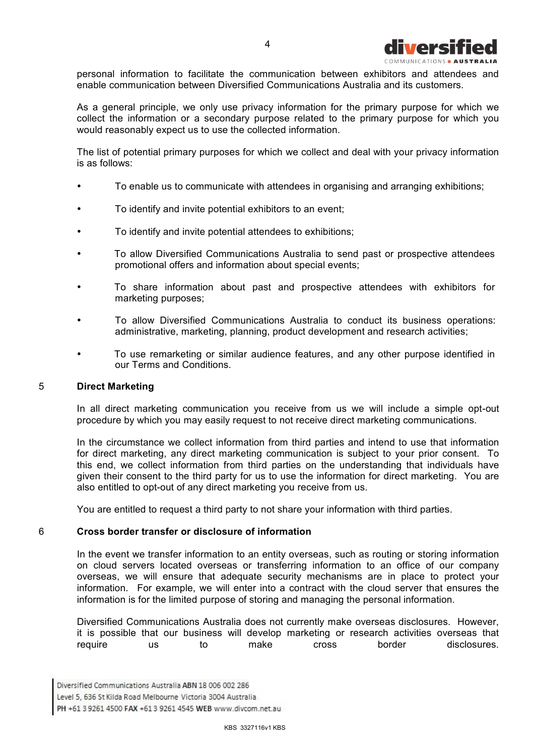personal information to facilitate the communication between exhibitors and attendees and enable communication between Diversified Communications Australia and its customers.

As a general principle, we only use privacy information for the primary purpose for which we collect the information or a secondary purpose related to the primary purpose for which you would reasonably expect us to use the collected information.

The list of potential primary purposes for which we collect and deal with your privacy information is as follows:

- To enable us to communicate with attendees in organising and arranging exhibitions;
- To identify and invite potential exhibitors to an event;
- To identify and invite potential attendees to exhibitions;
- To allow Diversified Communications Australia to send past or prospective attendees promotional offers and information about special events;
- To share information about past and prospective attendees with exhibitors for marketing purposes;
- To allow Diversified Communications Australia to conduct its business operations: administrative, marketing, planning, product development and research activities;
- To use remarketing or similar audience features, and any other purpose identified in our Terms and Conditions.

## 5 Direct Marketing

In all direct marketing communication you receive from us we will include a simple opt-out procedure by which you may easily request to not receive direct marketing communications.

In the circumstance we collect information from third parties and intend to use that information for direct marketing, any direct marketing communication is subject to your prior consent. To this end, we collect information from third parties on the understanding that individuals have given their consent to the third party for us to use the information for direct marketing. You are also entitled to opt-out of any direct marketing you receive from us.

You are entitled to request a third party to not share your information with third parties.

## 6 Cross border transfer or disclosure of information

In the event we transfer information to an entity overseas, such as routing or storing information on cloud servers located overseas or transferring information to an office of our company overseas, we will ensure that adequate security mechanisms are in place to protect your information. For example, we will enter into a contract with the cloud server that ensures the information is for the limited purpose of storing and managing the personal information.

Diversified Communications Australia does not currently make overseas disclosures. However, it is possible that our business will develop marketing or research activities overseas that require us to make cross border disclosures.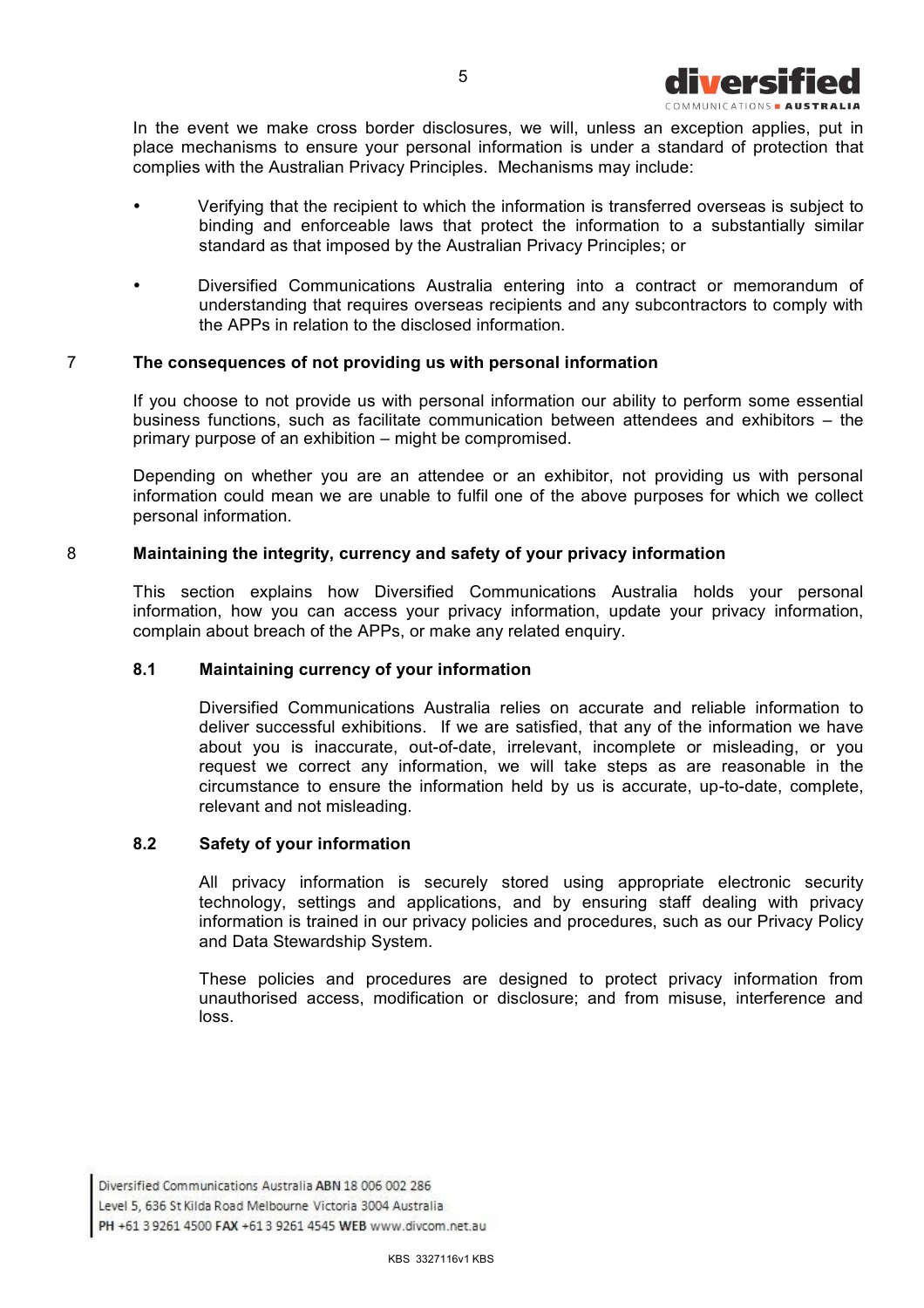In the event we make cross border disclosures, we will, unless an exception applies, put in place mechanisms to ensure your personal information is under a standard of protection that complies with the Australian Privacy Principles. Mechanisms may include:

- Verifying that the recipient to which the information is transferred overseas is subject to binding and enforceable laws that protect the information to a substantially similar standard as that imposed by the Australian Privacy Principles; or
- Diversified Communications Australia entering into a contract or memorandum of understanding that requires overseas recipients and any subcontractors to comply with the APPs in relation to the disclosed information.

## 7 The consequences of not providing us with personal information

If you choose to not provide us with personal information our ability to perform some essential business functions, such as facilitate communication between attendees and exhibitors – the primary purpose of an exhibition – might be compromised.

Depending on whether you are an attendee or an exhibitor, not providing us with personal information could mean we are unable to fulfil one of the above purposes for which we collect personal information.

## 8 Maintaining the integrity, currency and safety of your privacy information

This section explains how Diversified Communications Australia holds your personal information, how you can access your privacy information, update your privacy information, complain about breach of the APPs, or make any related enquiry.

### 8.1 Maintaining currency of your information

Diversified Communications Australia relies on accurate and reliable information to deliver successful exhibitions. If we are satisfied, that any of the information we have about you is inaccurate, out-of-date, irrelevant, incomplete or misleading, or you request we correct any information, we will take steps as are reasonable in the circumstance to ensure the information held by us is accurate, up-to-date, complete, relevant and not misleading.

### 8.2 Safety of your information

All privacy information is securely stored using appropriate electronic security technology, settings and applications, and by ensuring staff dealing with privacy information is trained in our privacy policies and procedures, such as our Privacy Policy and Data Stewardship System.

These policies and procedures are designed to protect privacy information from unauthorised access, modification or disclosure; and from misuse, interference and loss.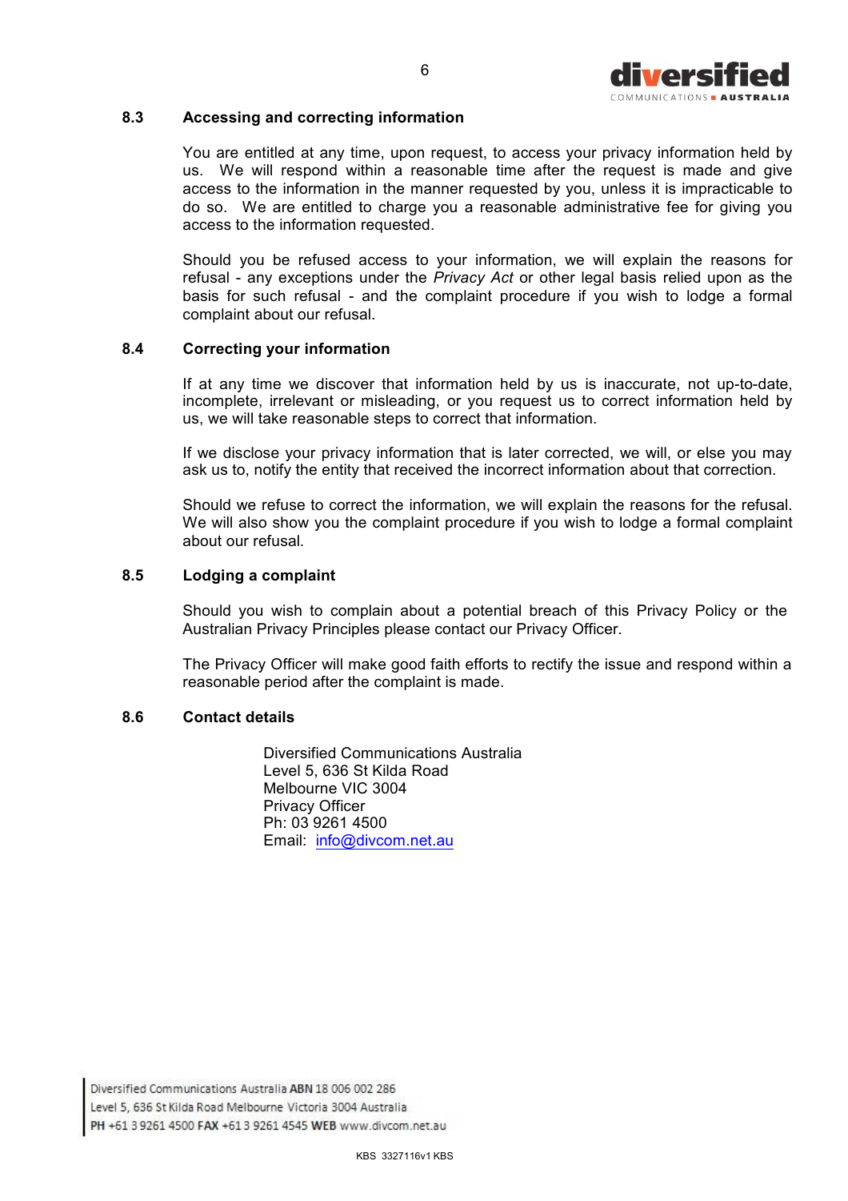### 8.3 Accessing and correcting information

You are entitled at any time, upon request, to access your privacy information held by us. We will respond within a reasonable time after the request is made and give access to the information in the manner requested by you, unless it is impracticable to do so. We are entitled to charge you a reasonable administrative fee for giving you access to the information requested.

Should you be refused access to your information, we will explain the reasons for refusal - any exceptions under the *Privacy Act* or other legal basis relied upon as the basis for such refusal - and the complaint procedure if you wish to lodge a formal complaint about our refusal.

### 8.4 Correcting your information

If at any time we discover that information held by us is inaccurate, not up-to-date, incomplete, irrelevant or misleading, or you request us to correct information held by us, we will take reasonable steps to correct that information.

If we disclose your privacy information that is later corrected, we will, or else you may ask us to, notify the entity that received the incorrect information about that correction.

Should we refuse to correct the information, we will explain the reasons for the refusal. We will also show you the complaint procedure if you wish to lodge a formal complaint about our refusal.

### 8.5 Lodging a complaint

Should you wish to complain about a potential breach of this Privacy Policy or the Australian Privacy Principles please contact our Privacy Officer.

The Privacy Officer will make good faith efforts to rectify the issue and respond within a reasonable period after the complaint is made.

### 8.6 Contact details

Diversified Communications Australia
Level 5, 636 St Kilda Road
Melbourne VIC 3004
Privacy Officer
Ph: 03 9261 4500
Email: info@divcom.net.au

Diversified Communications Australia **ABN** 18 006 002 286
Level 5, 636 St Kilda Road Melbourne Victoria 3004 Australia
**PH** +61 3 9261 4500 **FAX** +61 3 9261 4545 **WEB** www.divcom.net.au

KBS 3327116v1 KBS